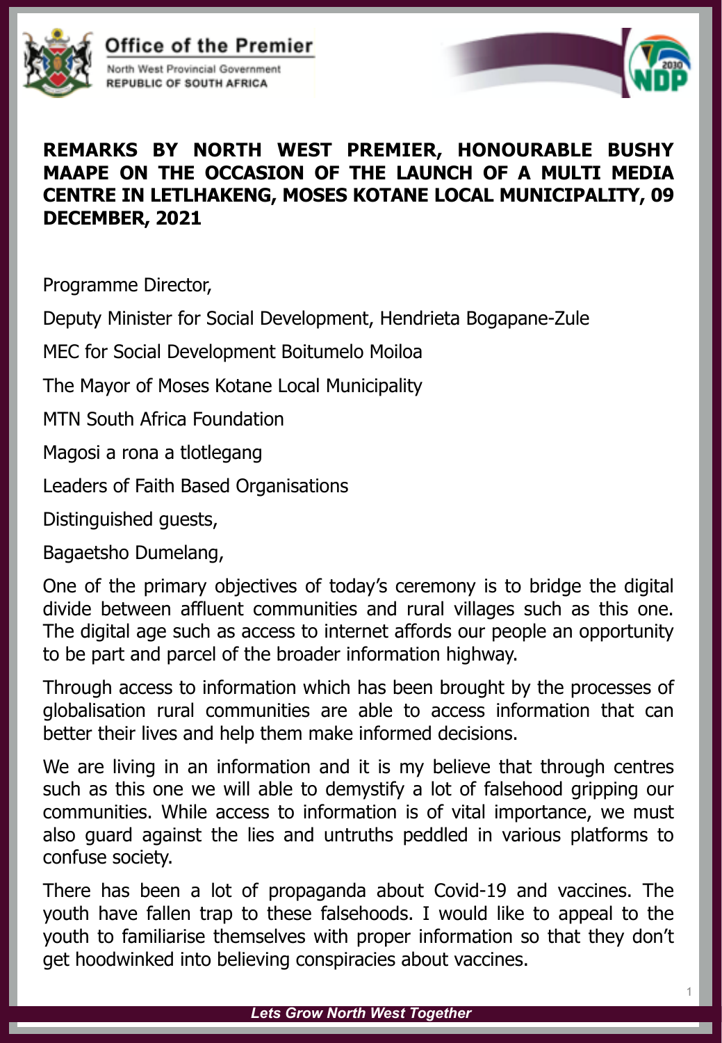Office of the Premier

North West Provincial Government
REPUBLIC OF SOUTH AFRICA

# REMARKS BY NORTH WEST PREMIER, HONOURABLE BUSHY MAAPE ON THE OCCASION OF THE LAUNCH OF A MULTI MEDIA CENTRE IN LETLHAKENG, MOSES KOTANE LOCAL MUNICIPALITY, 09 DECEMBER, 2021

Programme Director,

Deputy Minister for Social Development, Hendrieta Bogapane-Zule

MEC for Social Development Boitumelo Moiloa

The Mayor of Moses Kotane Local Municipality

MTN South Africa Foundation

Magosi a rona a tlotlegang

Leaders of Faith Based Organisations

Distinguished guests,

Bagaetsho Dumelang,

One of the primary objectives of today's ceremony is to bridge the digital divide between affluent communities and rural villages such as this one. The digital age such as access to internet affords our people an opportunity to be part and parcel of the broader information highway.

Through access to information which has been brought by the processes of globalisation rural communities are able to access information that can better their lives and help them make informed decisions.

We are living in an information and it is my believe that through centres such as this one we will able to demystify a lot of falsehood gripping our communities. While access to information is of vital importance, we must also guard against the lies and untruths peddled in various platforms to confuse society.

There has been a lot of propaganda about Covid-19 and vaccines. The youth have fallen trap to these falsehoods. I would like to appeal to the youth to familiarise themselves with proper information so that they don't get hoodwinked into believing conspiracies about vaccines.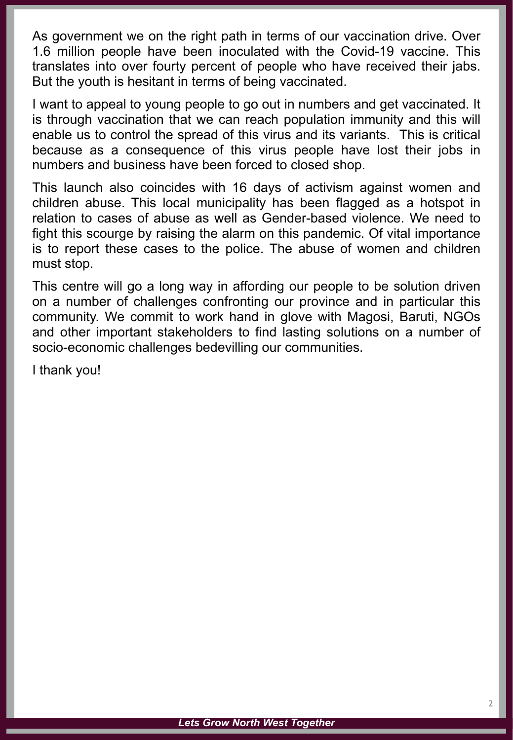As government we on the right path in terms of our vaccination drive. Over 1.6 million people have been inoculated with the Covid-19 vaccine. This translates into over fourty percent of people who have received their jabs. But the youth is hesitant in terms of being vaccinated.

I want to appeal to young people to go out in numbers and get vaccinated. It is through vaccination that we can reach population immunity and this will enable us to control the spread of this virus and its variants. This is critical because as a consequence of this virus people have lost their jobs in numbers and business have been forced to closed shop.

This launch also coincides with 16 days of activism against women and children abuse. This local municipality has been flagged as a hotspot in relation to cases of abuse as well as Gender-based violence. We need to fight this scourge by raising the alarm on this pandemic. Of vital importance is to report these cases to the police. The abuse of women and children must stop.

This centre will go a long way in affording our people to be solution driven on a number of challenges confronting our province and in particular this community. We commit to work hand in glove with Magosi, Baruti, NGOs and other important stakeholders to find lasting solutions on a number of socio-economic challenges bedevilling our communities.

I thank you!